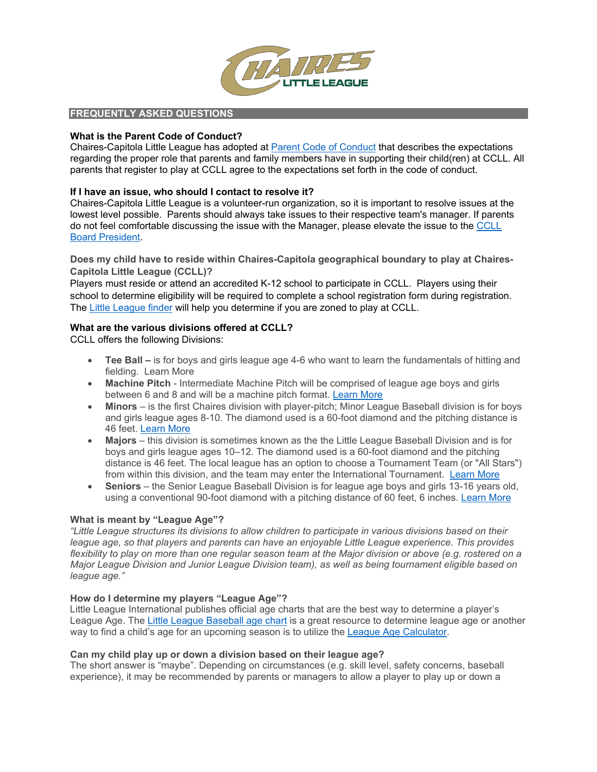## FREQUENTLY ASKED QUESTIONS

**What is the Parent Code of Conduct?**
Chaires-Capitola Little League has adopted at Parent Code of Conduct that describes the expectations regarding the proper role that parents and family members have in supporting their child(ren) at CCLL. All parents that register to play at CCLL agree to the expectations set forth in the code of conduct.

**If I have an issue, who should I contact to resolve it?**
Chaires-Capitola Little League is a volunteer-run organization, so it is important to resolve issues at the lowest level possible. Parents should always take issues to their respective team's manager. If parents do not feel comfortable discussing the issue with the Manager, please elevate the issue to the CCLL Board President.

**Does my child have to reside within Chaires-Capitola geographical boundary to play at Chaires-Capitola Little League (CCLL)?**
Players must reside or attend an accredited K-12 school to participate in CCLL. Players using their school to determine eligibility will be required to complete a school registration form during registration. The Little League finder will help you determine if you are zoned to play at CCLL.

**What are the various divisions offered at CCLL?**
CCLL offers the following Divisions:

- **Tee Ball –** is for boys and girls league age 4-6 who want to learn the fundamentals of hitting and fielding. Learn More
- **Machine Pitch** - Intermediate Machine Pitch will be comprised of league age boys and girls between 6 and 8 and will be a machine pitch format. Learn More
- **Minors** – is the first Chaires division with player-pitch; Minor League Baseball division is for boys and girls league ages 8-10. The diamond used is a 60-foot diamond and the pitching distance is 46 feet. Learn More
- **Majors** – this division is sometimes known as the the Little League Baseball Division and is for boys and girls league ages 10–12. The diamond used is a 60-foot diamond and the pitching distance is 46 feet. The local league has an option to choose a Tournament Team (or "All Stars") from within this division, and the team may enter the International Tournament. Learn More
- **Seniors** – the Senior League Baseball Division is for league age boys and girls 13-16 years old, using a conventional 90-foot diamond with a pitching distance of 60 feet, 6 inches. Learn More

**What is meant by "League Age"?**
*"Little League structures its divisions to allow children to participate in various divisions based on their league age, so that players and parents can have an enjoyable Little League experience. This provides flexibility to play on more than one regular season team at the Major division or above (e.g. rostered on a Major League Division and Junior League Division team), as well as being tournament eligible based on league age."*

**How do I determine my players "League Age"?**
Little League International publishes official age charts that are the best way to determine a player's League Age. The Little League Baseball age chart is a great resource to determine league age or another way to find a child's age for an upcoming season is to utilize the League Age Calculator.

**Can my child play up or down a division based on their league age?**
The short answer is "maybe". Depending on circumstances (e.g. skill level, safety concerns, baseball experience), it may be recommended by parents or managers to allow a player to play up or down a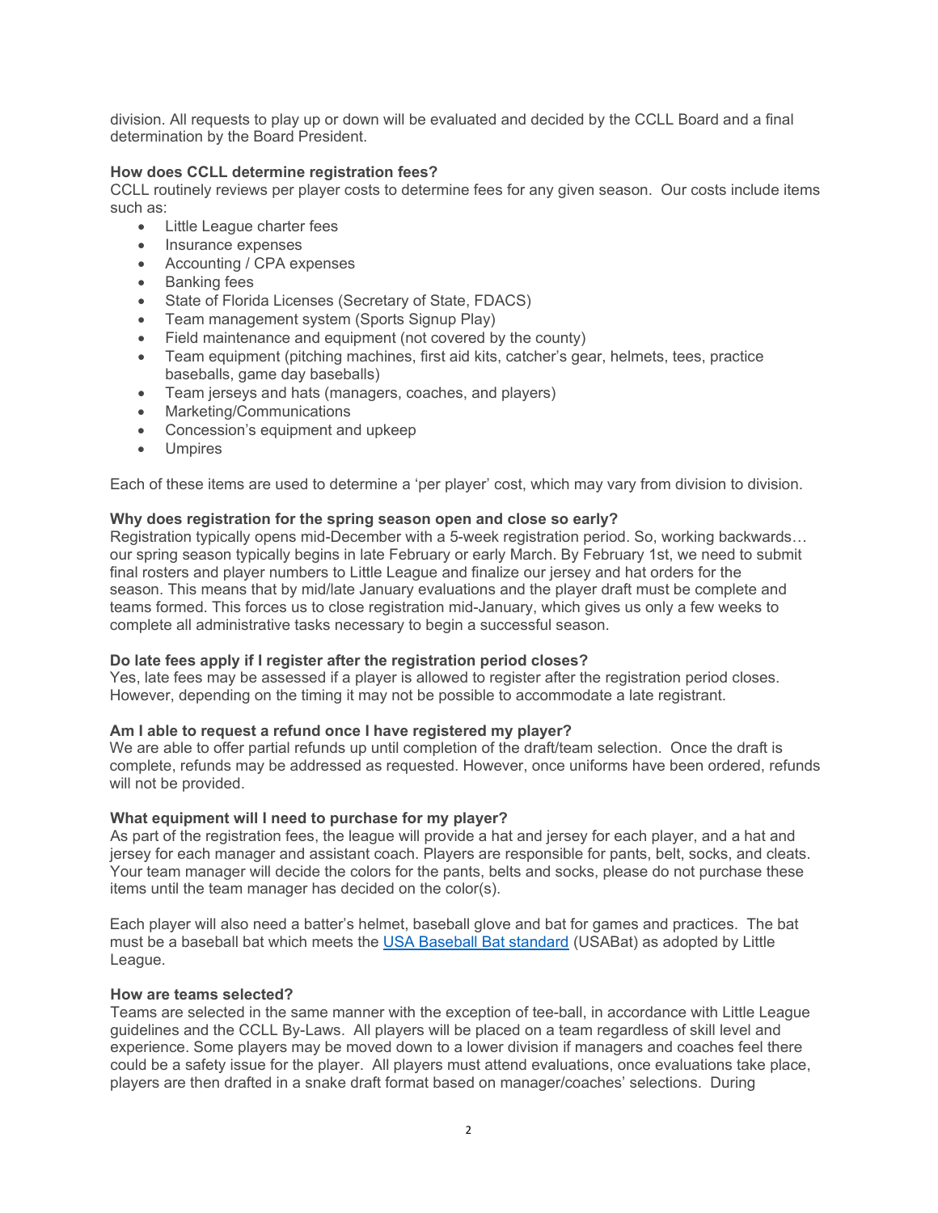division. All requests to play up or down will be evaluated and decided by the CCLL Board and a final determination by the Board President.

**How does CCLL determine registration fees?**
CCLL routinely reviews per player costs to determine fees for any given season. Our costs include items such as:

- Little League charter fees
- Insurance expenses
- Accounting / CPA expenses
- Banking fees
- State of Florida Licenses (Secretary of State, FDACS)
- Team management system (Sports Signup Play)
- Field maintenance and equipment (not covered by the county)
- Team equipment (pitching machines, first aid kits, catcher's gear, helmets, tees, practice baseballs, game day baseballs)
- Team jerseys and hats (managers, coaches, and players)
- Marketing/Communications
- Concession's equipment and upkeep
- Umpires

Each of these items are used to determine a 'per player' cost, which may vary from division to division.

**Why does registration for the spring season open and close so early?**
Registration typically opens mid-December with a 5-week registration period. So, working backwards… our spring season typically begins in late February or early March. By February 1st, we need to submit final rosters and player numbers to Little League and finalize our jersey and hat orders for the season. This means that by mid/late January evaluations and the player draft must be complete and teams formed. This forces us to close registration mid-January, which gives us only a few weeks to complete all administrative tasks necessary to begin a successful season.

**Do late fees apply if I register after the registration period closes?**
Yes, late fees may be assessed if a player is allowed to register after the registration period closes. However, depending on the timing it may not be possible to accommodate a late registrant.

**Am I able to request a refund once I have registered my player?**
We are able to offer partial refunds up until completion of the draft/team selection. Once the draft is complete, refunds may be addressed as requested. However, once uniforms have been ordered, refunds will not be provided.

**What equipment will I need to purchase for my player?**
As part of the registration fees, the league will provide a hat and jersey for each player, and a hat and jersey for each manager and assistant coach. Players are responsible for pants, belt, socks, and cleats. Your team manager will decide the colors for the pants, belts and socks, please do not purchase these items until the team manager has decided on the color(s).

Each player will also need a batter's helmet, baseball glove and bat for games and practices. The bat must be a baseball bat which meets the [USA Baseball Bat standard](#) (USABat) as adopted by Little League.

**How are teams selected?**
Teams are selected in the same manner with the exception of tee-ball, in accordance with Little League guidelines and the CCLL By-Laws. All players will be placed on a team regardless of skill level and experience. Some players may be moved down to a lower division if managers and coaches feel there could be a safety issue for the player. All players must attend evaluations, once evaluations take place, players are then drafted in a snake draft format based on manager/coaches' selections. During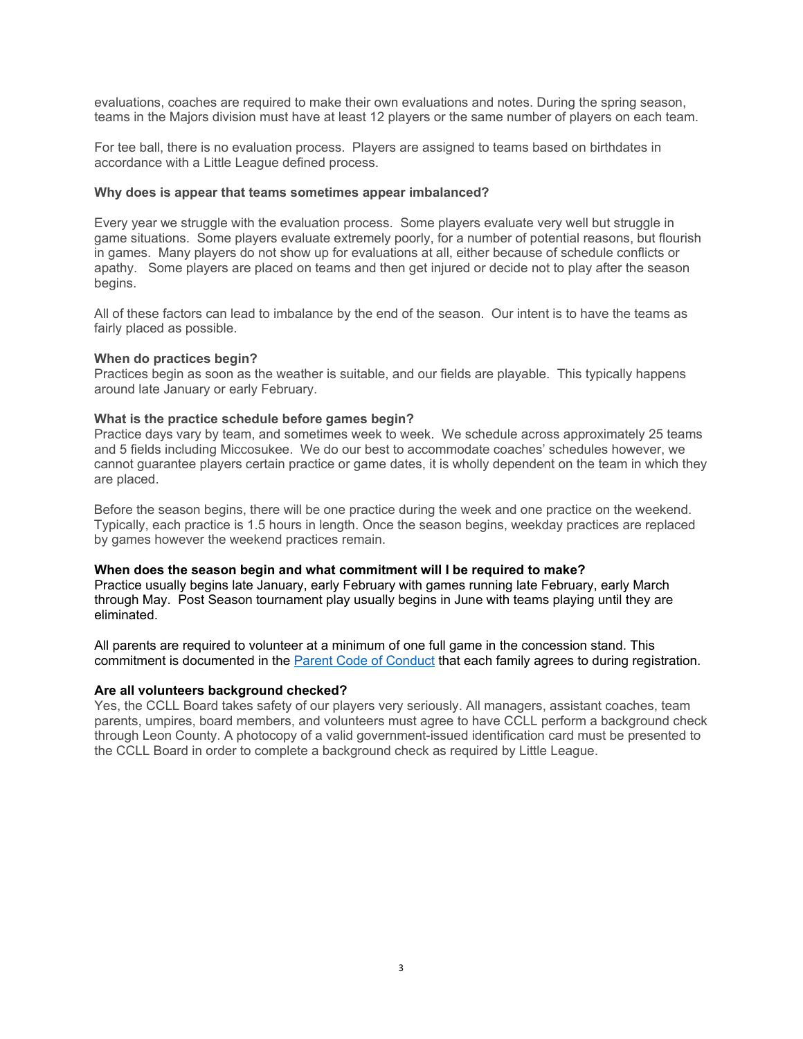evaluations, coaches are required to make their own evaluations and notes. During the spring season, teams in the Majors division must have at least 12 players or the same number of players on each team.

For tee ball, there is no evaluation process. Players are assigned to teams based on birthdates in accordance with a Little League defined process.

**Why does is appear that teams sometimes appear imbalanced?**

Every year we struggle with the evaluation process. Some players evaluate very well but struggle in game situations. Some players evaluate extremely poorly, for a number of potential reasons, but flourish in games. Many players do not show up for evaluations at all, either because of schedule conflicts or apathy. Some players are placed on teams and then get injured or decide not to play after the season begins.

All of these factors can lead to imbalance by the end of the season. Our intent is to have the teams as fairly placed as possible.

**When do practices begin?**

Practices begin as soon as the weather is suitable, and our fields are playable. This typically happens around late January or early February.

**What is the practice schedule before games begin?**

Practice days vary by team, and sometimes week to week. We schedule across approximately 25 teams and 5 fields including Miccosukee. We do our best to accommodate coaches' schedules however, we cannot guarantee players certain practice or game dates, it is wholly dependent on the team in which they are placed.

Before the season begins, there will be one practice during the week and one practice on the weekend. Typically, each practice is 1.5 hours in length. Once the season begins, weekday practices are replaced by games however the weekend practices remain.

**When does the season begin and what commitment will I be required to make?**

Practice usually begins late January, early February with games running late February, early March through May. Post Season tournament play usually begins in June with teams playing until they are eliminated.

All parents are required to volunteer at a minimum of one full game in the concession stand. This commitment is documented in the [Parent Code of Conduct] that each family agrees to during registration.

**Are all volunteers background checked?**

Yes, the CCLL Board takes safety of our players very seriously. All managers, assistant coaches, team parents, umpires, board members, and volunteers must agree to have CCLL perform a background check through Leon County. A photocopy of a valid government-issued identification card must be presented to the CCLL Board in order to complete a background check as required by Little League.